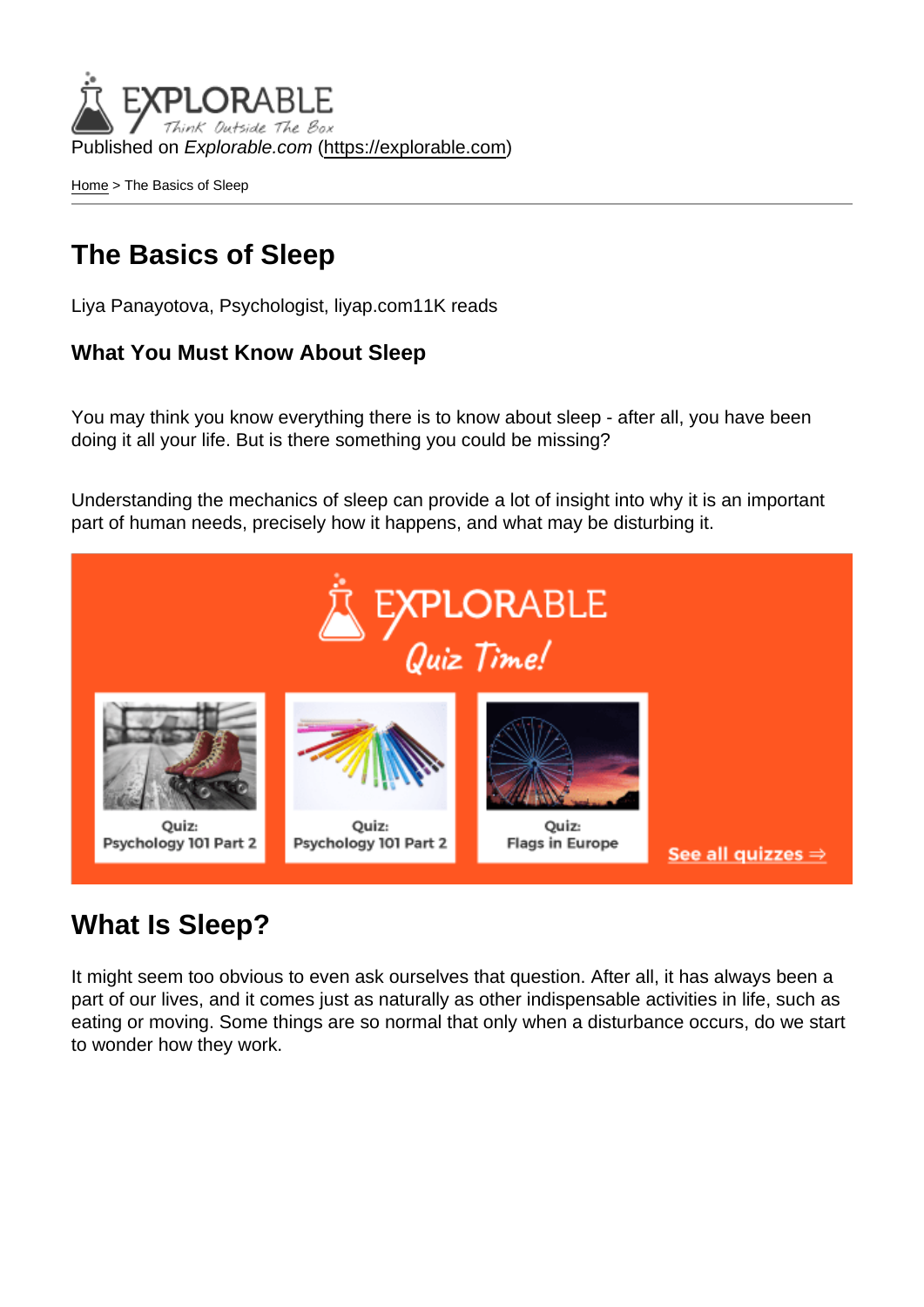Published on *Explorable.com* (https://explorable.com)

Home > The Basics of Sleep

# The Basics of Sleep

Liya Panayotova, Psychologist, liyap.com11K reads

### What You Must Know About Sleep

You may think you know everything there is to know about sleep - after all, you have been doing it all your life. But is there something you could be missing?

Understanding the mechanics of sleep can provide a lot of insight into why it is an important part of human needs, precisely how it happens, and what may be disturbing it.

## What Is Sleep?

It might seem too obvious to even ask ourselves that question. After all, it has always been a part of our lives, and it comes just as naturally as other indispensable activities in life, such as eating or moving. Some things are so normal that only when a disturbance occurs, do we start to wonder how they work.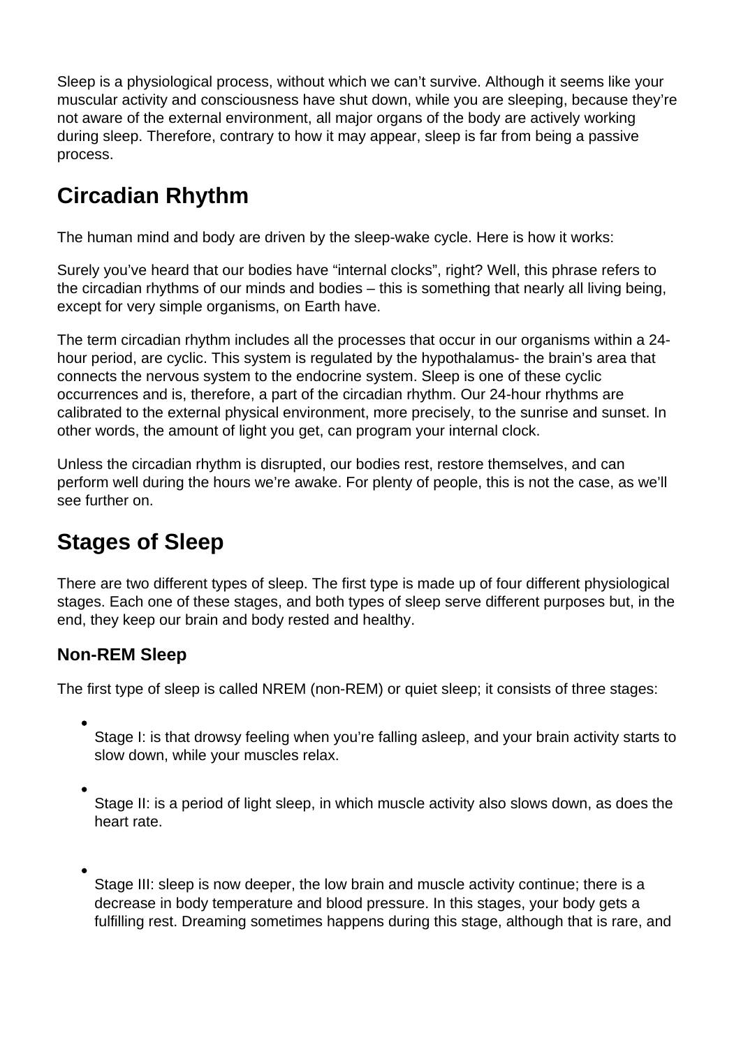Sleep is a physiological process, without which we can't survive. Although it seems like your muscular activity and consciousness have shut down, while you are sleeping, because they're not aware of the external environment, all major organs of the body are actively working during sleep. Therefore, contrary to how it may appear, sleep is far from being a passive process.

## Circadian Rhythm

The human mind and body are driven by the sleep-wake cycle. Here is how it works:

Surely you've heard that our bodies have "internal clocks", right? Well, this phrase refers to the circadian rhythms of our minds and bodies – this is something that nearly all living being, except for very simple organisms, on Earth have.

The term circadian rhythm includes all the processes that occur in our organisms within a 24-hour period, are cyclic. This system is regulated by the hypothalamus- the brain's area that connects the nervous system to the endocrine system. Sleep is one of these cyclic occurrences and is, therefore, a part of the circadian rhythm. Our 24-hour rhythms are calibrated to the external physical environment, more precisely, to the sunrise and sunset. In other words, the amount of light you get, can program your internal clock.

Unless the circadian rhythm is disrupted, our bodies rest, restore themselves, and can perform well during the hours we're awake. For plenty of people, this is not the case, as we'll see further on.

## Stages of Sleep

There are two different types of sleep. The first type is made up of four different physiological stages. Each one of these stages, and both types of sleep serve different purposes but, in the end, they keep our brain and body rested and healthy.

### Non-REM Sleep

The first type of sleep is called NREM (non-REM) or quiet sleep; it consists of three stages:

- Stage I: is that drowsy feeling when you're falling asleep, and your brain activity starts to slow down, while your muscles relax.
- Stage II: is a period of light sleep, in which muscle activity also slows down, as does the heart rate.
- Stage III: sleep is now deeper, the low brain and muscle activity continue; there is a decrease in body temperature and blood pressure. In this stages, your body gets a fulfilling rest. Dreaming sometimes happens during this stage, although that is rare, and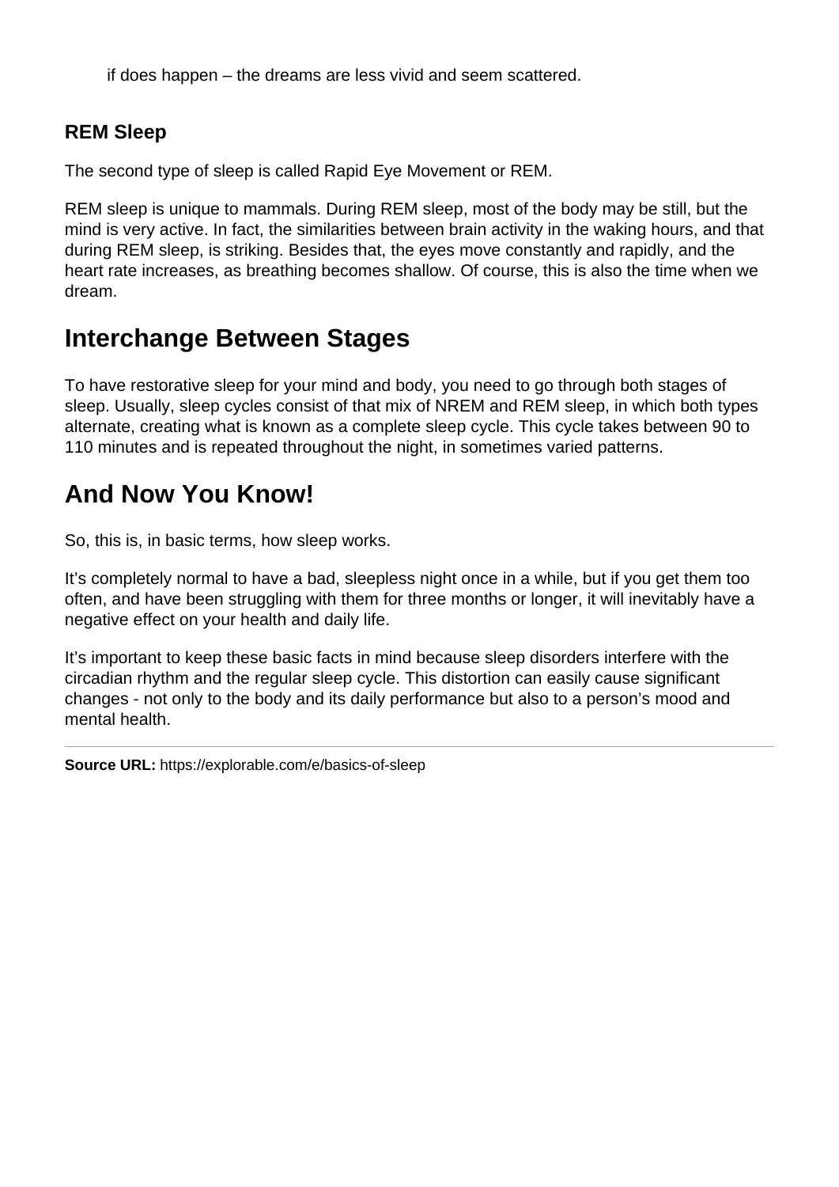if does happen – the dreams are less vivid and seem scattered.

### REM Sleep

The second type of sleep is called Rapid Eye Movement or REM.

REM sleep is unique to mammals. During REM sleep, most of the body may be still, but the mind is very active. In fact, the similarities between brain activity in the waking hours, and that during REM sleep, is striking. Besides that, the eyes move constantly and rapidly, and the heart rate increases, as breathing becomes shallow. Of course, this is also the time when we dream.

## Interchange Between Stages

To have restorative sleep for your mind and body, you need to go through both stages of sleep. Usually, sleep cycles consist of that mix of NREM and REM sleep, in which both types alternate, creating what is known as a complete sleep cycle. This cycle takes between 90 to 110 minutes and is repeated throughout the night, in sometimes varied patterns.

## And Now You Know!

So, this is, in basic terms, how sleep works.

It's completely normal to have a bad, sleepless night once in a while, but if you get them too often, and have been struggling with them for three months or longer, it will inevitably have a negative effect on your health and daily life.

It's important to keep these basic facts in mind because sleep disorders interfere with the circadian rhythm and the regular sleep cycle. This distortion can easily cause significant changes - not only to the body and its daily performance but also to a person's mood and mental health.

---

**Source URL:** https://explorable.com/e/basics-of-sleep